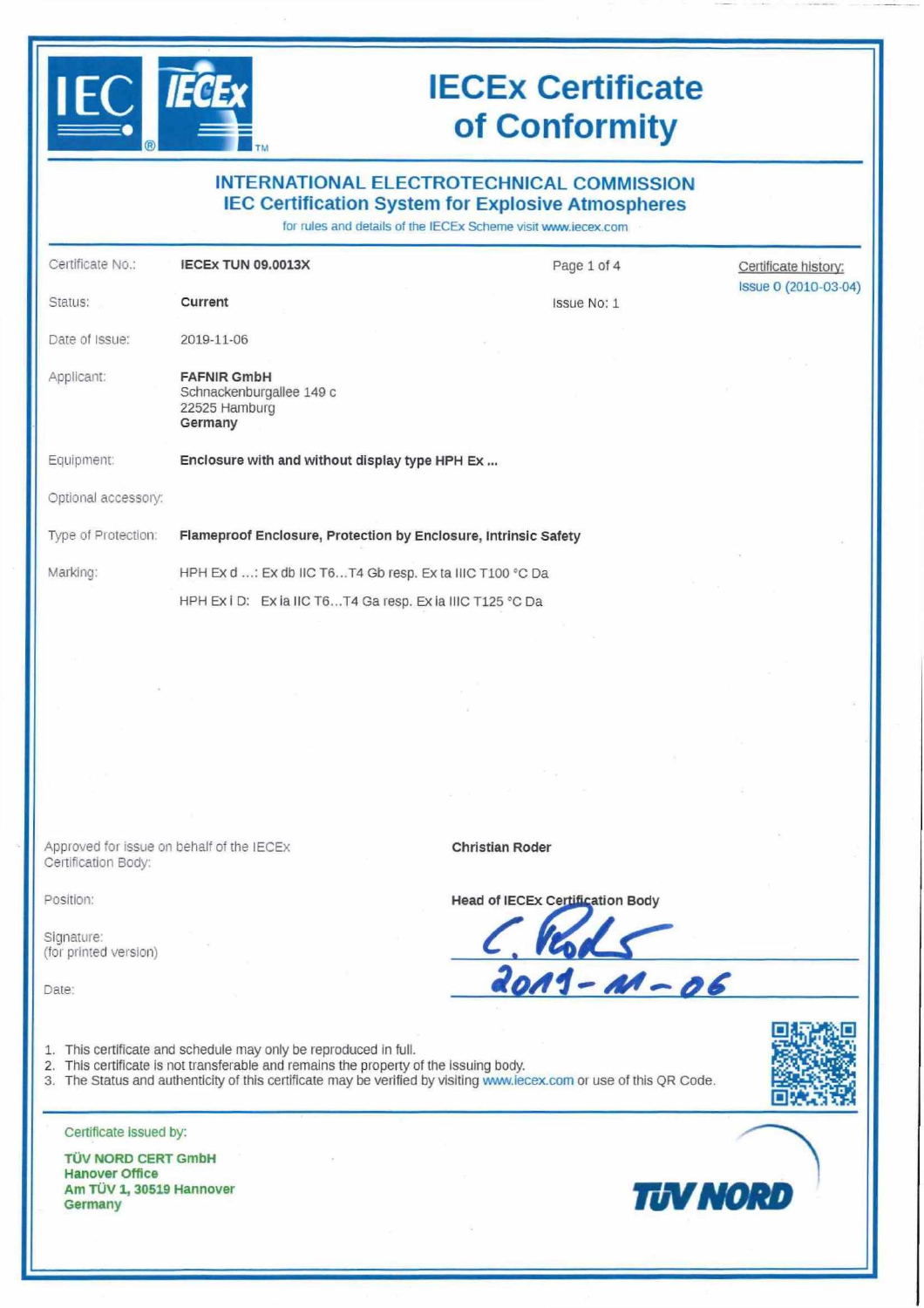# IECEx Certificate of Conformity

## INTERNATIONAL ELECTROTECHNICAL COMMISSION
## IEC Certification System for Explosive Atmospheres

for rules and details of the IECEx Scheme visit www.iecex.com

| | | | |
|---|---|---|---|
| Certificate No.: | **IECEx TUN 09.0013X** | Page 1 of 4 | Certificate history: Issue 0 (2010-03-04) |
| Status: | **Current** | Issue No: 1 | |
| Date of Issue: | 2019-11-06 | | |
| Applicant: | **FAFNIR GmbH**<br>Schnackenburgallee 149 c<br>22525 Hamburg<br>**Germany** | | |
| Equipment: | **Enclosure with and without display type HPH Ex ...** | | |
| Optional accessory: | | | |
| Type of Protection: | **Flameproof Enclosure, Protection by Enclosure, Intrinsic Safety** | | |
| Marking: | HPH Ex d ...: Ex db IIC T6...T4 Gb resp. Ex ta IIIC T100 °C Da<br>HPH Ex i D: Ex ia IIC T6...T4 Ga resp. Ex ia IIIC T125 °C Da | | |

| | |
|---|---|
| Approved for issue on behalf of the IECEx Certification Body: | **Christian Roder** |
| Position: | **Head of IECEx Certification Body** |
| Signature: (for printed version) | C. Roder |
| Date: | 2019-11-06 |

1. This certificate and schedule may only be reproduced in full.
2. This certificate is not transferable and remains the property of the issuing body.
3. The Status and authenticity of this certificate may be verified by visiting www.iecex.com or use of this QR Code.

Certificate issued by:

**TÜV NORD CERT GmbH**
**Hanover Office**
**Am TÜV 1, 30519 Hannover**
**Germany**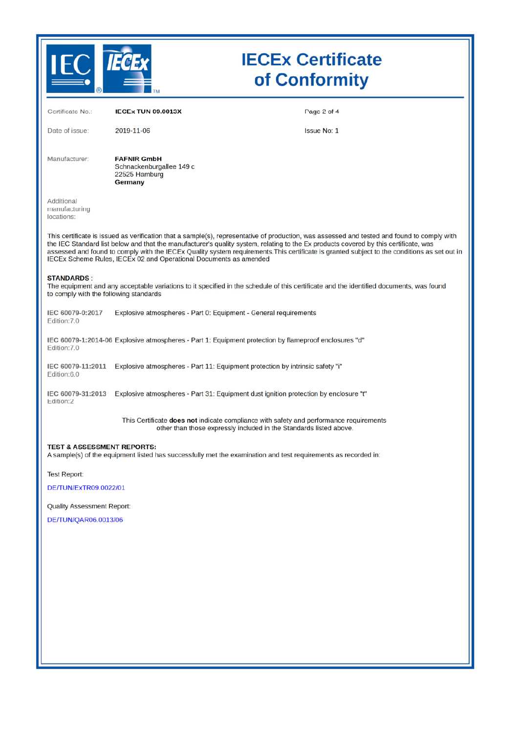# IECEx Certificate of Conformity

Certificate No.: **IECEx TUN 09.0013X**

Date of issue: 2019-11-06

Issue No: 1

Manufacturer: **FAFNIR GmbH**
Schnackenburgallee 149 c
22525 Hamburg
**Germany**

Additional manufacturing locations:

This certificate is issued as verification that a sample(s), representative of production, was assessed and tested and found to comply with the IEC Standard list below and that the manufacturer's quality system, relating to the Ex products covered by this certificate, was assessed and found to comply with the IECEx Quality system requirements.This certificate is granted subject to the conditions as set out in IECEx Scheme Rules, IECEx 02 and Operational Documents as amended

**STANDARDS** :
The equipment and any acceptable variations to it specified in the schedule of this certificate and the identified documents, was found to comply with the following standards

| Standard | Title |
|---|---|
| **IEC 60079-0:2017** Edition:7.0 | Explosive atmospheres - Part 0: Equipment - General requirements |
| **IEC 60079-1:2014-06** Edition:7.0 | Explosive atmospheres - Part 1: Equipment protection by flameproof enclosures "d" |
| **IEC 60079-11:2011** Edition:6.0 | Explosive atmospheres - Part 11: Equipment protection by intrinsic safety "i" |
| **IEC 60079-31:2013** Edition:2 | Explosive atmospheres - Part 31: Equipment dust ignition protection by enclosure "t" |

This Certificate **does not** indicate compliance with safety and performance requirements other than those expressly included in the Standards listed above.

**TEST & ASSESSMENT REPORTS:**
A sample(s) of the equipment listed has successfully met the examination and test requirements as recorded in:

Test Report:

DE/TUN/ExTR09.0022/01

Quality Assessment Report:

DE/TUN/QAR06.0013/06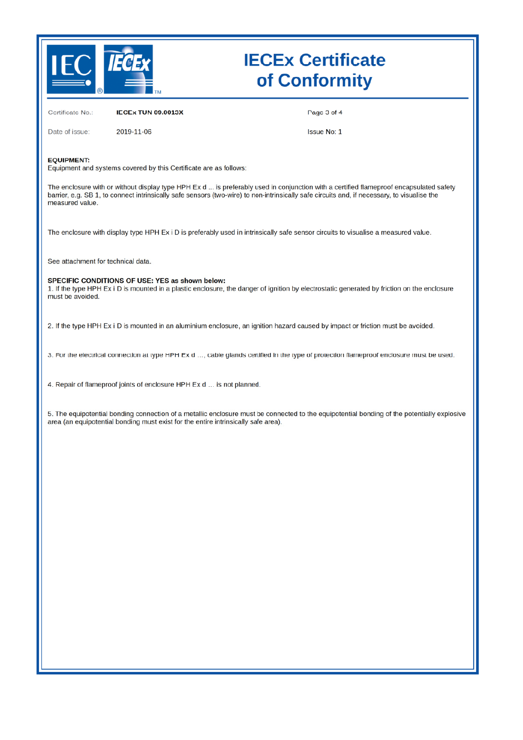# IECEx Certificate of Conformity

Certificate No.: **IECEx TUN 09.0013X**

Date of issue: 2019-11-06

Issue No: 1

**EQUIPMENT:**
Equipment and systems covered by this Certificate are as follows:

The enclosure with or without display type HPH Ex d ... is preferably used in conjunction with a certified flameproof encapsulated safety barrier, e.g. SB 1, to connect intrinsically safe sensors (two-wire) to non-intrinsically safe circuits and, if necessary, to visualise the measured value.

The enclosure with display type HPH Ex i D is preferably used in intrinsically safe sensor circuits to visualise a measured value.

See attachment for technical data.

**SPECIFIC CONDITIONS OF USE: YES as shown below:**

1. If the type HPH Ex i D is mounted in a plastic enclosure, the danger of ignition by electrostatic generated by friction on the enclosure must be avoided.

2. If the type HPH Ex i D is mounted in an aluminium enclosure, an ignition hazard caused by impact or friction must be avoided.

3. For the electrical connection at type HPH Ex d ..., cable glands certified in the type of protection flameproof enclosure must be used.

4. Repair of flameproof joints of enclosure HPH Ex d ... is not planned.

5. The equipotential bonding connection of a metallic enclosure must be connected to the equipotential bonding of the potentially explosive area (an equipotential bonding must exist for the entire intrinsically safe area).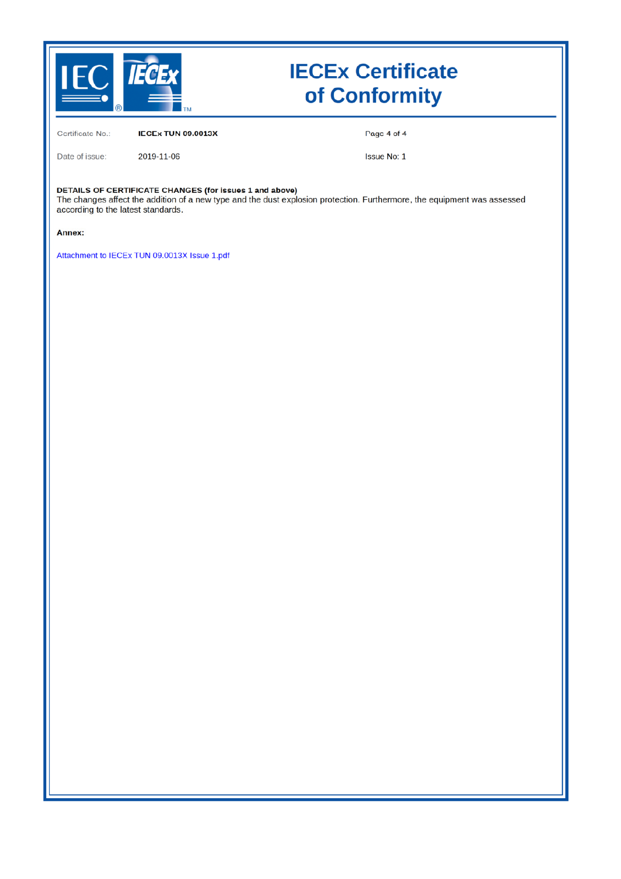# IECEx Certificate of Conformity

Certificate No.: **IECEx TUN 09.0013X**

Date of issue: 2019-11-06

Issue No: 1

**DETAILS OF CERTIFICATE CHANGES (for issues 1 and above)**
The changes affect the addition of a new type and the dust explosion protection. Furthermore, the equipment was assessed according to the latest standards.

**Annex:**

Attachment to IECEx TUN 09.0013X Issue 1.pdf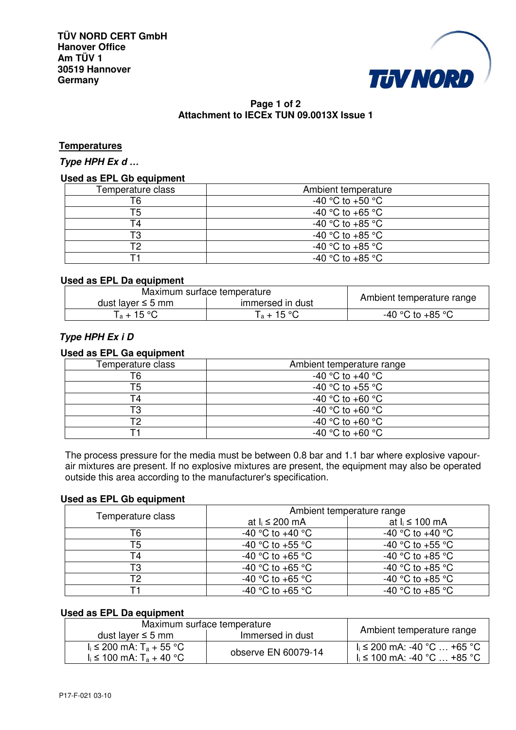TÜV NORD CERT GmbH
Hanover Office
Am TÜV 1
30519 Hannover
Germany

**Attachment to IECEx TUN 09.0013X Issue 1**

## Temperatures

### *Type HPH Ex d …*

**Used as EPL Gb equipment**

| Temperature class | Ambient temperature |
|---|---|
| T6 | -40 °C to +50 °C |
| T5 | -40 °C to +65 °C |
| T4 | -40 °C to +85 °C |
| T3 | -40 °C to +85 °C |
| T2 | -40 °C to +85 °C |
| T1 | -40 °C to +85 °C |

**Used as EPL Da equipment**

| Maximum surface temperature | | Ambient temperature range |
|---|---|---|
| dust layer ≤ 5 mm | immersed in dust | |
| $T_a$ + 15 °C | $T_a$ + 15 °C | -40 °C to +85 °C |

### *Type HPH Ex i D*

**Used as EPL Ga equipment**

| Temperature class | Ambient temperature range |
|---|---|
| T6 | -40 °C to +40 °C |
| T5 | -40 °C to +55 °C |
| T4 | -40 °C to +60 °C |
| T3 | -40 °C to +60 °C |
| T2 | -40 °C to +60 °C |
| T1 | -40 °C to +60 °C |

The process pressure for the media must be between 0.8 bar and 1.1 bar where explosive vapour-air mixtures are present. If no explosive mixtures are present, the equipment may also be operated outside this area according to the manufacturer's specification.

**Used as EPL Gb equipment**

| Temperature class | Ambient temperature range | |
|---|---|---|
| | at $I_i$ ≤ 200 mA | at $I_i$ ≤ 100 mA |
| T6 | -40 °C to +40 °C | -40 °C to +40 °C |
| T5 | -40 °C to +55 °C | -40 °C to +55 °C |
| T4 | -40 °C to +65 °C | -40 °C to +85 °C |
| T3 | -40 °C to +65 °C | -40 °C to +85 °C |
| T2 | -40 °C to +65 °C | -40 °C to +85 °C |
| T1 | -40 °C to +65 °C | -40 °C to +85 °C |

**Used as EPL Da equipment**

| Maximum surface temperature | | Ambient temperature range |
|---|---|---|
| dust layer ≤ 5 mm | Immersed in dust | |
| $I_i$ ≤ 200 mA: $T_a$ + 55 °C<br>$I_i$ ≤ 100 mA: $T_a$ + 40 °C | observe EN 60079-14 | $I_i$ ≤ 200 mA: -40 °C … +65 °C<br>$I_i$ ≤ 100 mA: -40 °C … +85 °C |

P17-F-021 03-10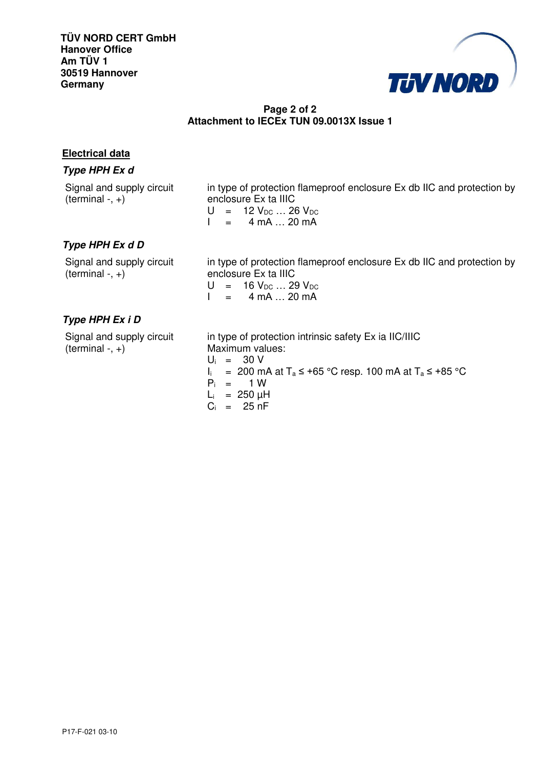TÜV NORD CERT GmbH
Hanover Office
Am TÜV 1
30519 Hannover
Germany

**Page 2 of 2**
**Attachment to IECEx TUN 09.0013X Issue 1**

## Electrical data

### *Type HPH Ex d*

| | |
|---|---|
| Signal and supply circuit (terminal -, +) | in type of protection flameproof enclosure Ex db IIC and protection by enclosure Ex ta IIIC<br>$U$ = 12 $V_{DC}$ … 26 $V_{DC}$<br>$I$ = 4 mA … 20 mA |

### *Type HPH Ex d D*

| | |
|---|---|
| Signal and supply circuit (terminal -, +) | in type of protection flameproof enclosure Ex db IIC and protection by enclosure Ex ta IIIC<br>$U$ = 16 $V_{DC}$ … 29 $V_{DC}$<br>$I$ = 4 mA … 20 mA |

### *Type HPH Ex i D*

| | |
|---|---|
| Signal and supply circuit (terminal -, +) | in type of protection intrinsic safety Ex ia IIC/IIIC<br>Maximum values:<br>$U_i$ = 30 V<br>$I_i$ = 200 mA at $T_a \leq +65$ °C resp. 100 mA at $T_a \leq +85$ °C<br>$P_i$ = 1 W<br>$L_i$ = 250 µH<br>$C_i$ = 25 nF |

P17-F-021 03-10